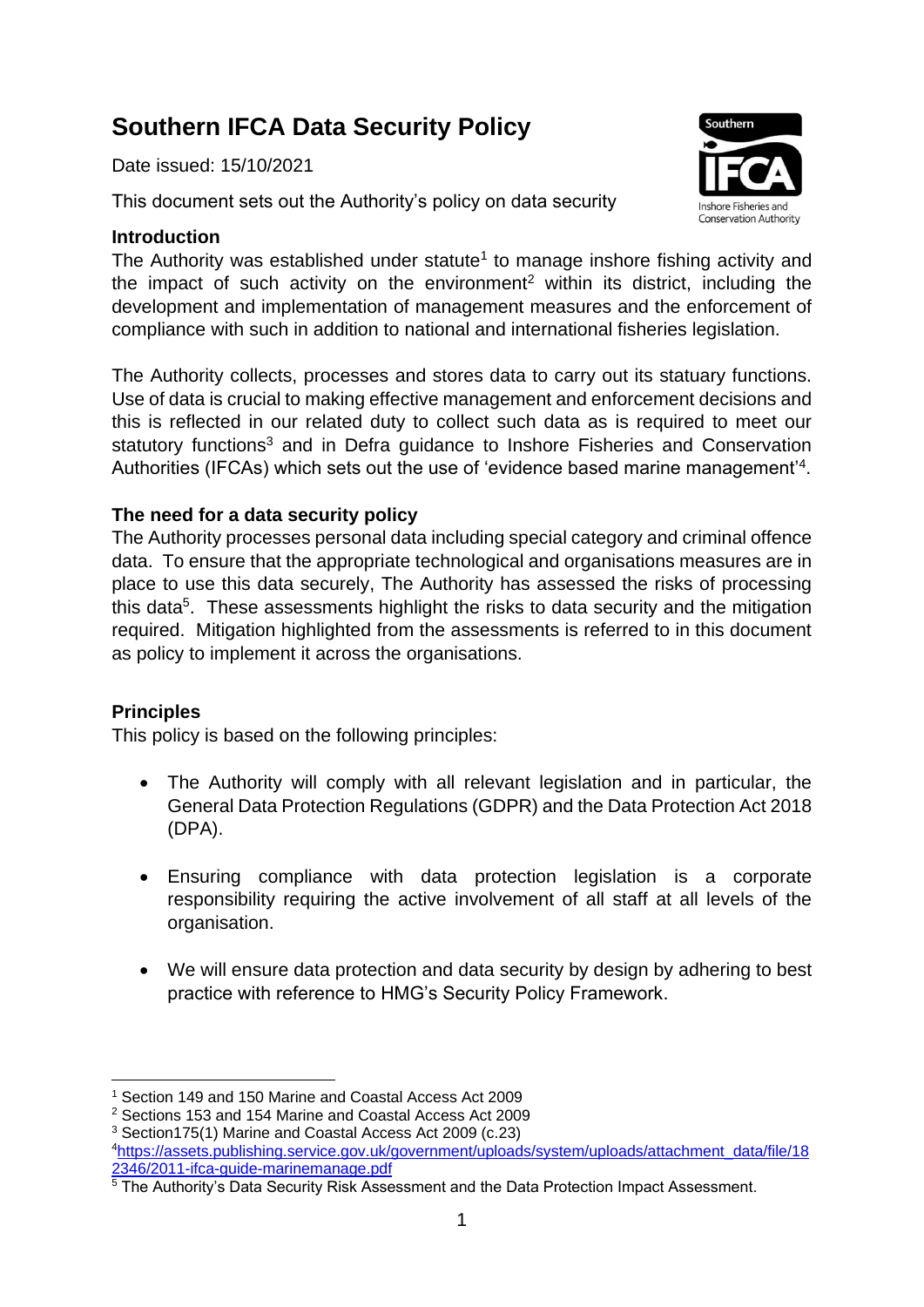# Southern IFCA Data Security Policy

Date issued: 15/10/2021

This document sets out the Authority's policy on data security

## Introduction

The Authority was established under statute[1] to manage inshore fishing activity and the impact of such activity on the environment[2] within its district, including the development and implementation of management measures and the enforcement of compliance with such in addition to national and international fisheries legislation.

The Authority collects, processes and stores data to carry out its statuary functions. Use of data is crucial to making effective management and enforcement decisions and this is reflected in our related duty to collect such data as is required to meet our statutory functions[3] and in Defra guidance to Inshore Fisheries and Conservation Authorities (IFCAs) which sets out the use of 'evidence based marine management'[4].

## The need for a data security policy

The Authority processes personal data including special category and criminal offence data. To ensure that the appropriate technological and organisations measures are in place to use this data securely, The Authority has assessed the risks of processing this data[5]. These assessments highlight the risks to data security and the mitigation required. Mitigation highlighted from the assessments is referred to in this document as policy to implement it across the organisations.

## Principles

This policy is based on the following principles:

- The Authority will comply with all relevant legislation and in particular, the General Data Protection Regulations (GDPR) and the Data Protection Act 2018 (DPA).
- Ensuring compliance with data protection legislation is a corporate responsibility requiring the active involvement of all staff at all levels of the organisation.
- We will ensure data protection and data security by design by adhering to best practice with reference to HMG's Security Policy Framework.

---

[1] Section 149 and 150 Marine and Coastal Access Act 2009

[2] Sections 153 and 154 Marine and Coastal Access Act 2009

[3] Section175(1) Marine and Coastal Access Act 2009 (c.23)

[4] https://assets.publishing.service.gov.uk/government/uploads/system/uploads/attachment_data/file/182346/2011-ifca-guide-marinemanage.pdf

[5] The Authority's Data Security Risk Assessment and the Data Protection Impact Assessment.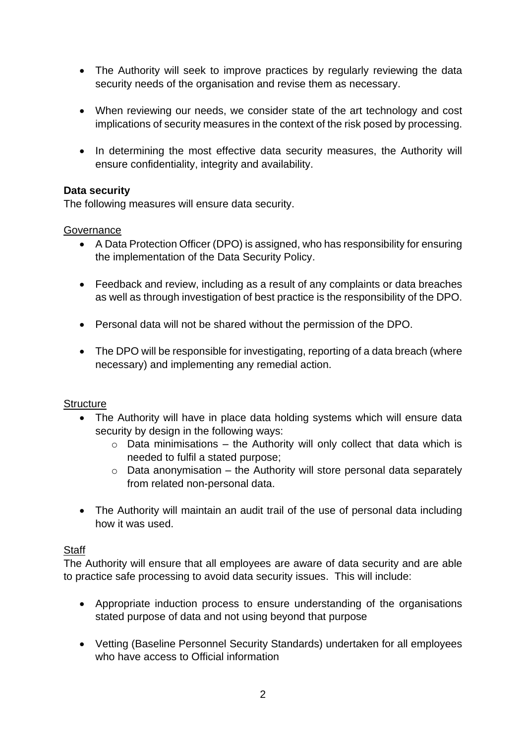- The Authority will seek to improve practices by regularly reviewing the data security needs of the organisation and revise them as necessary.

- When reviewing our needs, we consider state of the art technology and cost implications of security measures in the context of the risk posed by processing.

- In determining the most effective data security measures, the Authority will ensure confidentiality, integrity and availability.

**Data security**

The following measures will ensure data security.

<u>Governance</u>

- A Data Protection Officer (DPO) is assigned, who has responsibility for ensuring the implementation of the Data Security Policy.

- Feedback and review, including as a result of any complaints or data breaches as well as through investigation of best practice is the responsibility of the DPO.

- Personal data will not be shared without the permission of the DPO.

- The DPO will be responsible for investigating, reporting of a data breach (where necessary) and implementing any remedial action.

<u>Structure</u>

- The Authority will have in place data holding systems which will ensure data security by design in the following ways:
  - Data minimisations – the Authority will only collect that data which is needed to fulfil a stated purpose;
  - Data anonymisation – the Authority will store personal data separately from related non-personal data.

- The Authority will maintain an audit trail of the use of personal data including how it was used.

<u>Staff</u>

The Authority will ensure that all employees are aware of data security and are able to practice safe processing to avoid data security issues. This will include:

- Appropriate induction process to ensure understanding of the organisations stated purpose of data and not using beyond that purpose

- Vetting (Baseline Personnel Security Standards) undertaken for all employees who have access to Official information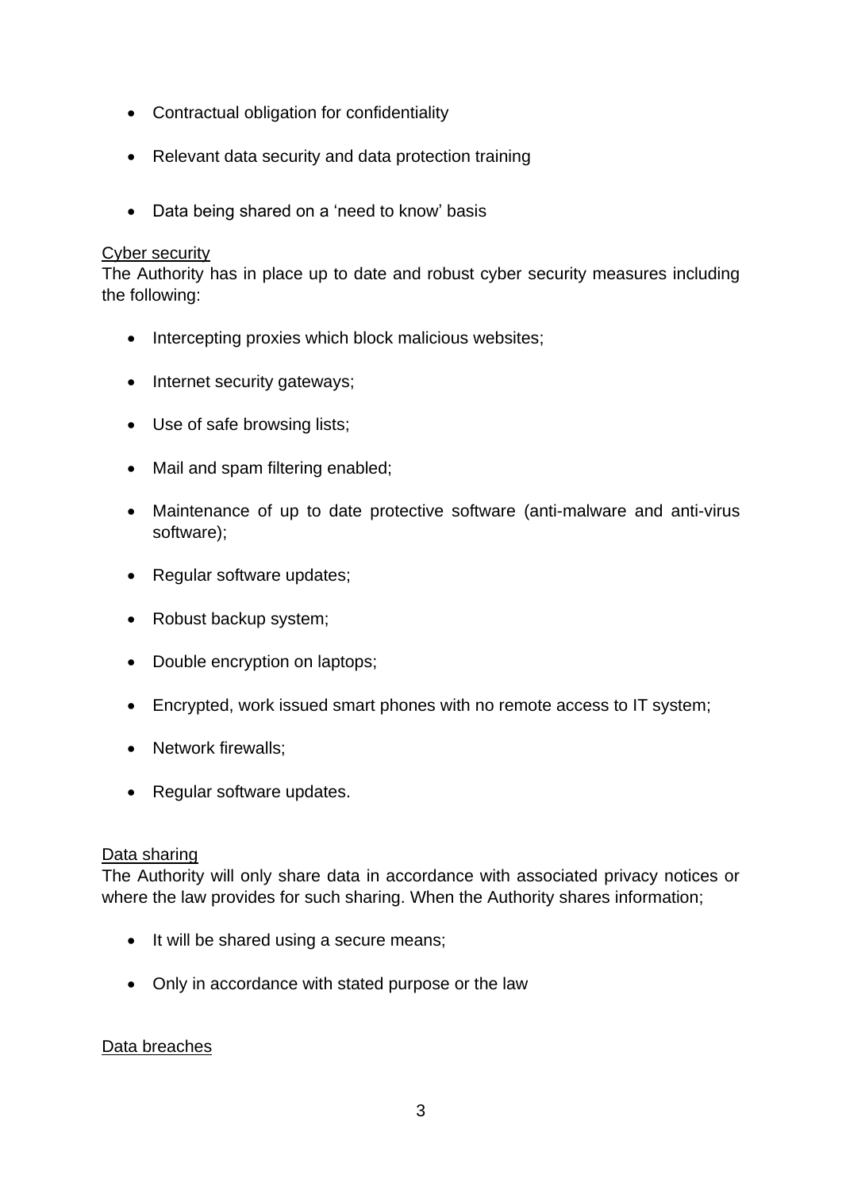- Contractual obligation for confidentiality
- Relevant data security and data protection training
- Data being shared on a 'need to know' basis

<u>Cyber security</u>

The Authority has in place up to date and robust cyber security measures including the following:

- Intercepting proxies which block malicious websites;
- Internet security gateways;
- Use of safe browsing lists;
- Mail and spam filtering enabled;
- Maintenance of up to date protective software (anti-malware and anti-virus software);
- Regular software updates;
- Robust backup system;
- Double encryption on laptops;
- Encrypted, work issued smart phones with no remote access to IT system;
- Network firewalls;
- Regular software updates.

<u>Data sharing</u>

The Authority will only share data in accordance with associated privacy notices or where the law provides for such sharing. When the Authority shares information;

- It will be shared using a secure means;
- Only in accordance with stated purpose or the law

<u>Data breaches</u>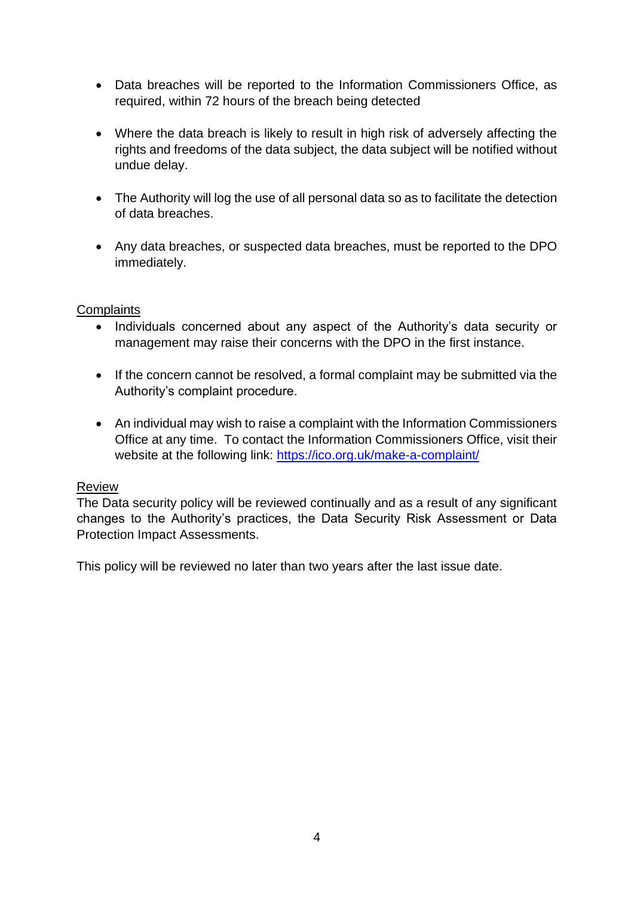- Data breaches will be reported to the Information Commissioners Office, as required, within 72 hours of the breach being detected

- Where the data breach is likely to result in high risk of adversely affecting the rights and freedoms of the data subject, the data subject will be notified without undue delay.

- The Authority will log the use of all personal data so as to facilitate the detection of data breaches.

- Any data breaches, or suspected data breaches, must be reported to the DPO immediately.

<u>Complaints</u>

- Individuals concerned about any aspect of the Authority's data security or management may raise their concerns with the DPO in the first instance.

- If the concern cannot be resolved, a formal complaint may be submitted via the Authority's complaint procedure.

- An individual may wish to raise a complaint with the Information Commissioners Office at any time. To contact the Information Commissioners Office, visit their website at the following link: [https://ico.org.uk/make-a-complaint/](https://ico.org.uk/make-a-complaint/)

<u>Review</u>

The Data security policy will be reviewed continually and as a result of any significant changes to the Authority's practices, the Data Security Risk Assessment or Data Protection Impact Assessments.

This policy will be reviewed no later than two years after the last issue date.